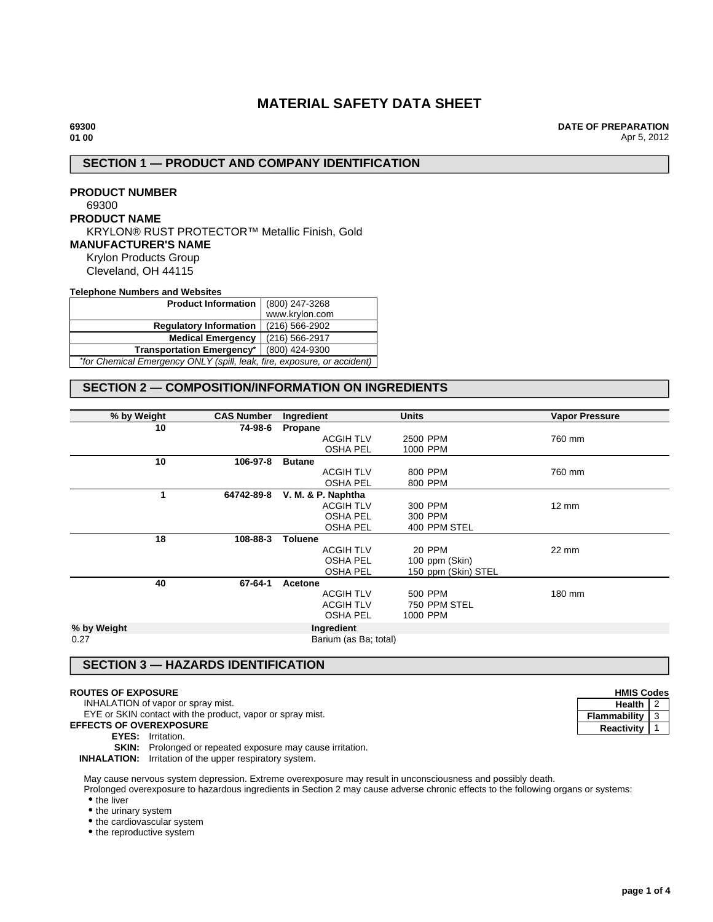# MATERIAL SAFETY DATA SHEET

**69300**
**01 00**

**DATE OF PREPARATION**
Apr 5, 2012

## SECTION 1 — PRODUCT AND COMPANY IDENTIFICATION

**PRODUCT NUMBER**
69300

**PRODUCT NAME**
KRYLON® RUST PROTECTOR™ Metallic Finish, Gold

**MANUFACTURER'S NAME**
Krylon Products Group
Cleveland, OH 44115

**Telephone Numbers and Websites**

| | |
|---|---|
| **Product Information** | (800) 247-3268<br>www.krylon.com |
| **Regulatory Information** | (216) 566-2902 |
| **Medical Emergency** | (216) 566-2917 |
| **Transportation Emergency*** | (800) 424-9300 |

*for Chemical Emergency ONLY (spill, leak, fire, exposure, or accident)*

## SECTION 2 — COMPOSITION/INFORMATION ON INGREDIENTS

| % by Weight | CAS Number | Ingredient | | Units | Vapor Pressure |
|---|---|---|---|---|---|
| 10 | 74-98-6 | **Propane** | | | |
| | | | ACGIH TLV | 2500 PPM | 760 mm |
| | | | OSHA PEL | 1000 PPM | |
| 10 | 106-97-8 | **Butane** | | | |
| | | | ACGIH TLV | 800 PPM | 760 mm |
| | | | OSHA PEL | 800 PPM | |
| 1 | 64742-89-8 | **V. M. & P. Naphtha** | | | |
| | | | ACGIH TLV | 300 PPM | 12 mm |
| | | | OSHA PEL | 300 PPM | |
| | | | OSHA PEL | 400 PPM STEL | |
| 18 | 108-88-3 | **Toluene** | | | |
| | | | ACGIH TLV | 20 PPM | 22 mm |
| | | | OSHA PEL | 100 ppm (Skin) | |
| | | | OSHA PEL | 150 ppm (Skin) STEL | |
| 40 | 67-64-1 | **Acetone** | | | |
| | | | ACGIH TLV | 500 PPM | 180 mm |
| | | | ACGIH TLV | 750 PPM STEL | |
| | | | OSHA PEL | 1000 PPM | |

| % by Weight | Ingredient |
|---|---|
| 0.27 | Barium (as Ba; total) |

## SECTION 3 — HAZARDS IDENTIFICATION

| HMIS Codes | |
|---|---|
| **Health** | 2 |
| **Flammability** | 3 |
| **Reactivity** | 1 |

**ROUTES OF EXPOSURE**
INHALATION of vapor or spray mist.
EYE or SKIN contact with the product, vapor or spray mist.

**EFFECTS OF OVEREXPOSURE**
**EYES:** Irritation.
**SKIN:** Prolonged or repeated exposure may cause irritation.
**INHALATION:** Irritation of the upper respiratory system.

May cause nervous system depression. Extreme overexposure may result in unconsciousness and possibly death.
Prolonged overexposure to hazardous ingredients in Section 2 may cause adverse chronic effects to the following organs or systems:

- the liver
- the urinary system
- the cardiovascular system
- the reproductive system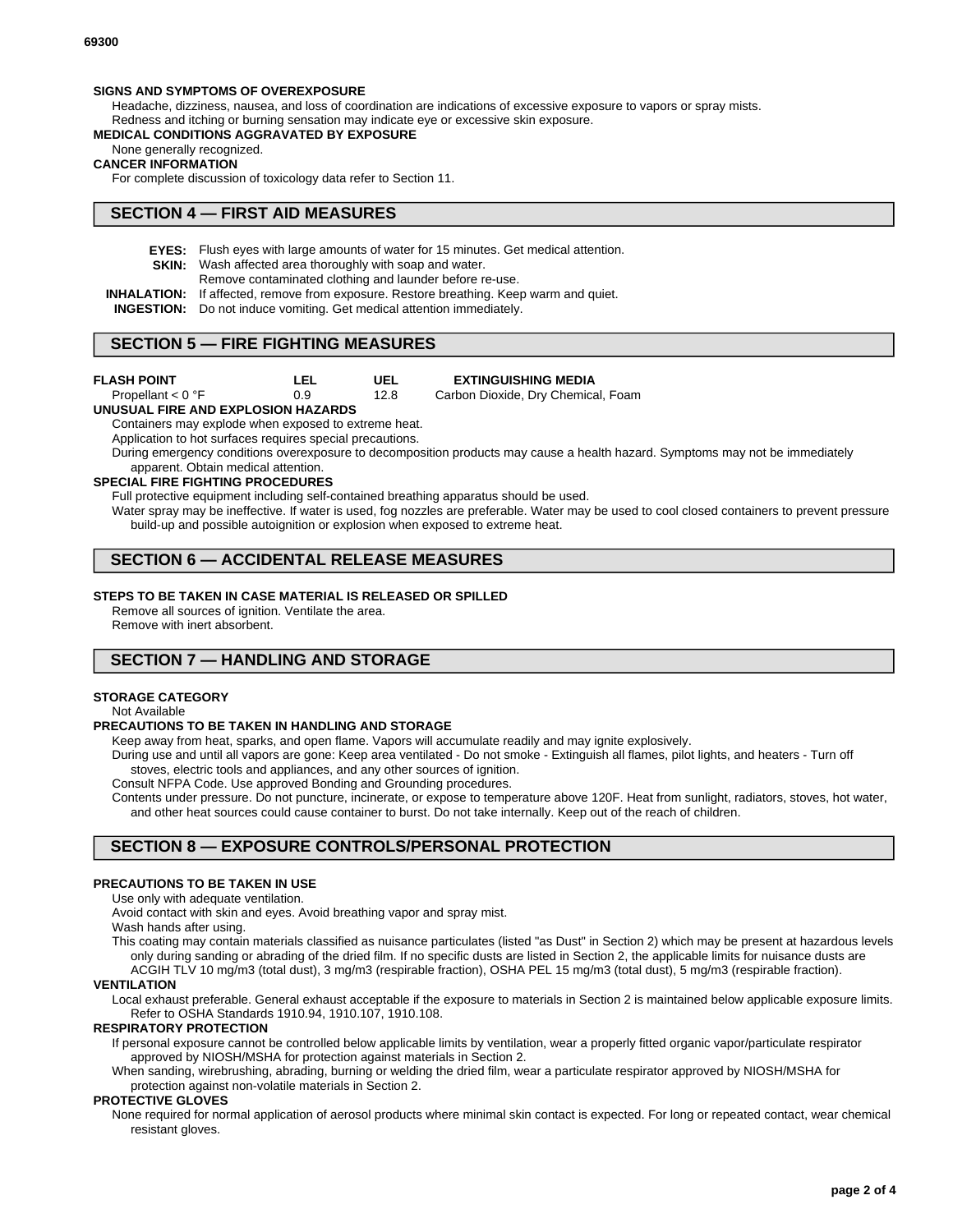**SIGNS AND SYMPTOMS OF OVEREXPOSURE**

Headache, dizziness, nausea, and loss of coordination are indications of excessive exposure to vapors or spray mists.
Redness and itching or burning sensation may indicate eye or excessive skin exposure.

**MEDICAL CONDITIONS AGGRAVATED BY EXPOSURE**

None generally recognized.

**CANCER INFORMATION**

For complete discussion of toxicology data refer to Section 11.

## SECTION 4 — FIRST AID MEASURES

**EYES:** Flush eyes with large amounts of water for 15 minutes. Get medical attention.

**SKIN:** Wash affected area thoroughly with soap and water.
Remove contaminated clothing and launder before re-use.

**INHALATION:** If affected, remove from exposure. Restore breathing. Keep warm and quiet.

**INGESTION:** Do not induce vomiting. Get medical attention immediately.

## SECTION 5 — FIRE FIGHTING MEASURES

| FLASH POINT | LEL | UEL | EXTINGUISHING MEDIA |
|---|---|---|---|
| Propellant < 0 °F | 0.9 | 12.8 | Carbon Dioxide, Dry Chemical, Foam |

**UNUSUAL FIRE AND EXPLOSION HAZARDS**

Containers may explode when exposed to extreme heat.

Application to hot surfaces requires special precautions.

During emergency conditions overexposure to decomposition products may cause a health hazard. Symptoms may not be immediately apparent. Obtain medical attention.

**SPECIAL FIRE FIGHTING PROCEDURES**

Full protective equipment including self-contained breathing apparatus should be used.

Water spray may be ineffective. If water is used, fog nozzles are preferable. Water may be used to cool closed containers to prevent pressure build-up and possible autoignition or explosion when exposed to extreme heat.

## SECTION 6 — ACCIDENTAL RELEASE MEASURES

**STEPS TO BE TAKEN IN CASE MATERIAL IS RELEASED OR SPILLED**

Remove all sources of ignition. Ventilate the area.
Remove with inert absorbent.

## SECTION 7 — HANDLING AND STORAGE

**STORAGE CATEGORY**

Not Available

**PRECAUTIONS TO BE TAKEN IN HANDLING AND STORAGE**

Keep away from heat, sparks, and open flame. Vapors will accumulate readily and may ignite explosively.

During use and until all vapors are gone: Keep area ventilated - Do not smoke - Extinguish all flames, pilot lights, and heaters - Turn off stoves, electric tools and appliances, and any other sources of ignition.

Consult NFPA Code. Use approved Bonding and Grounding procedures.

Contents under pressure. Do not puncture, incinerate, or expose to temperature above 120F. Heat from sunlight, radiators, stoves, hot water, and other heat sources could cause container to burst. Do not take internally. Keep out of the reach of children.

## SECTION 8 — EXPOSURE CONTROLS/PERSONAL PROTECTION

**PRECAUTIONS TO BE TAKEN IN USE**

Use only with adequate ventilation.

Avoid contact with skin and eyes. Avoid breathing vapor and spray mist.

Wash hands after using.

This coating may contain materials classified as nuisance particulates (listed "as Dust" in Section 2) which may be present at hazardous levels only during sanding or abrading of the dried film. If no specific dusts are listed in Section 2, the applicable limits for nuisance dusts are ACGIH TLV 10 mg/m3 (total dust), 3 mg/m3 (respirable fraction), OSHA PEL 15 mg/m3 (total dust), 5 mg/m3 (respirable fraction).

**VENTILATION**

Local exhaust preferable. General exhaust acceptable if the exposure to materials in Section 2 is maintained below applicable exposure limits. Refer to OSHA Standards 1910.94, 1910.107, 1910.108.

**RESPIRATORY PROTECTION**

If personal exposure cannot be controlled below applicable limits by ventilation, wear a properly fitted organic vapor/particulate respirator approved by NIOSH/MSHA for protection against materials in Section 2.

When sanding, wirebrushing, abrading, burning or welding the dried film, wear a particulate respirator approved by NIOSH/MSHA for protection against non-volatile materials in Section 2.

**PROTECTIVE GLOVES**

None required for normal application of aerosol products where minimal skin contact is expected. For long or repeated contact, wear chemical resistant gloves.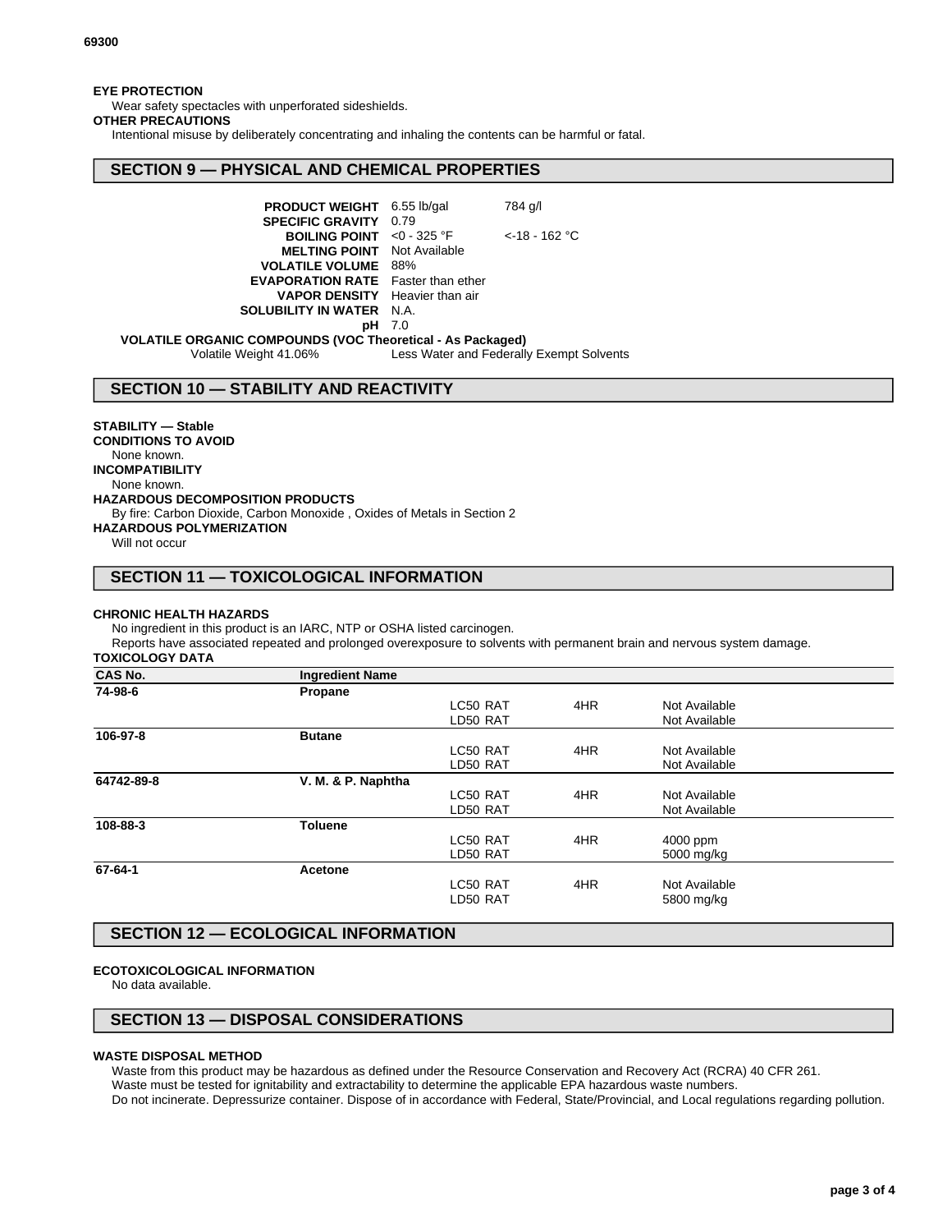**EYE PROTECTION**

Wear safety spectacles with unperforated sideshields.

**OTHER PRECAUTIONS**

Intentional misuse by deliberately concentrating and inhaling the contents can be harmful or fatal.

## SECTION 9 — PHYSICAL AND CHEMICAL PROPERTIES

| | | |
|---|---|---|
| **PRODUCT WEIGHT** | 6.55 lb/gal | 784 g/l |
| **SPECIFIC GRAVITY** | 0.79 | |
| **BOILING POINT** | <0 - 325 °F | <-18 - 162 °C |
| **MELTING POINT** | Not Available | |
| **VOLATILE VOLUME** | 88% | |
| **EVAPORATION RATE** | Faster than ether | |
| **VAPOR DENSITY** | Heavier than air | |
| **SOLUBILITY IN WATER** | N.A. | |
| **pH** | 7.0 | |

**VOLATILE ORGANIC COMPOUNDS (VOC Theoretical - As Packaged)**

Volatile Weight 41.06% Less Water and Federally Exempt Solvents

## SECTION 10 — STABILITY AND REACTIVITY

**STABILITY — Stable**

**CONDITIONS TO AVOID**

None known.

**INCOMPATIBILITY**

None known.

**HAZARDOUS DECOMPOSITION PRODUCTS**

By fire: Carbon Dioxide, Carbon Monoxide , Oxides of Metals in Section 2

**HAZARDOUS POLYMERIZATION**

Will not occur

## SECTION 11 — TOXICOLOGICAL INFORMATION

**CHRONIC HEALTH HAZARDS**

No ingredient in this product is an IARC, NTP or OSHA listed carcinogen.

Reports have associated repeated and prolonged overexposure to solvents with permanent brain and nervous system damage.

**TOXICOLOGY DATA**

| CAS No. | Ingredient Name | | | |
|---|---|---|---|---|
| 74-98-6 | Propane | | | |
| | | LC50 RAT | 4HR | Not Available |
| | | LD50 RAT | | Not Available |
| 106-97-8 | Butane | | | |
| | | LC50 RAT | 4HR | Not Available |
| | | LD50 RAT | | Not Available |
| 64742-89-8 | V. M. & P. Naphtha | | | |
| | | LC50 RAT | 4HR | Not Available |
| | | LD50 RAT | | Not Available |
| 108-88-3 | Toluene | | | |
| | | LC50 RAT | 4HR | 4000 ppm |
| | | LD50 RAT | | 5000 mg/kg |
| 67-64-1 | Acetone | | | |
| | | LC50 RAT | 4HR | Not Available |
| | | LD50 RAT | | 5800 mg/kg |

## SECTION 12 — ECOLOGICAL INFORMATION

**ECOTOXICOLOGICAL INFORMATION**

No data available.

## SECTION 13 — DISPOSAL CONSIDERATIONS

**WASTE DISPOSAL METHOD**

Waste from this product may be hazardous as defined under the Resource Conservation and Recovery Act (RCRA) 40 CFR 261.

Waste must be tested for ignitability and extractability to determine the applicable EPA hazardous waste numbers.

Do not incinerate. Depressurize container. Dispose of in accordance with Federal, State/Provincial, and Local regulations regarding pollution.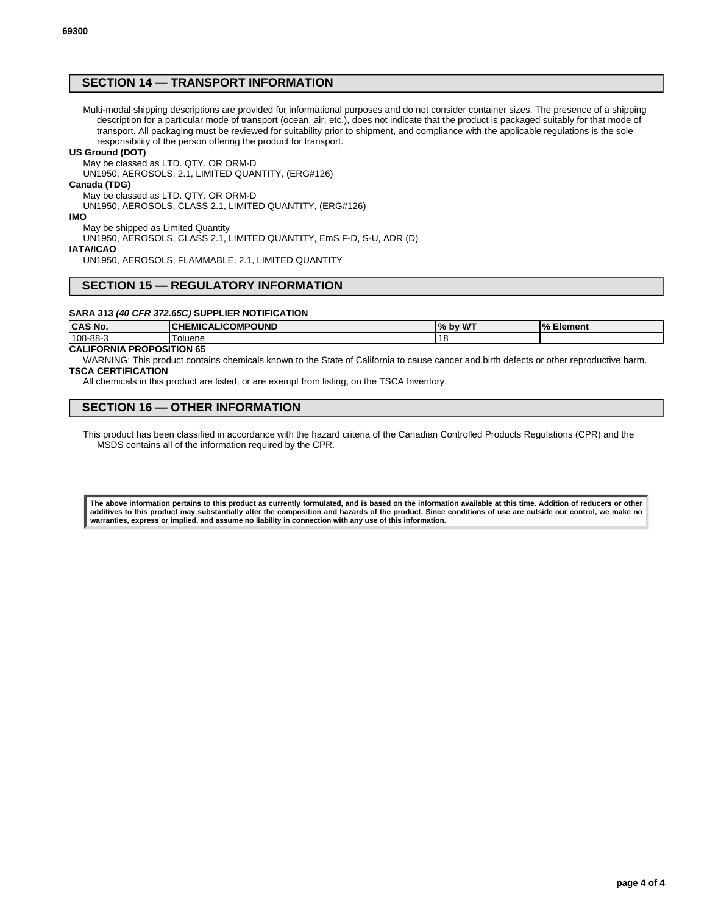## SECTION 14 — TRANSPORT INFORMATION

Multi-modal shipping descriptions are provided for informational purposes and do not consider container sizes. The presence of a shipping description for a particular mode of transport (ocean, air, etc.), does not indicate that the product is packaged suitably for that mode of transport. All packaging must be reviewed for suitability prior to shipment, and compliance with the applicable regulations is the sole responsibility of the person offering the product for transport.

**US Ground (DOT)**

May be classed as LTD. QTY. OR ORM-D

UN1950, AEROSOLS, 2.1, LIMITED QUANTITY, (ERG#126)

**Canada (TDG)**

May be classed as LTD. QTY. OR ORM-D

UN1950, AEROSOLS, CLASS 2.1, LIMITED QUANTITY, (ERG#126)

**IMO**

May be shipped as Limited Quantity

UN1950, AEROSOLS, CLASS 2.1, LIMITED QUANTITY, EmS F-D, S-U, ADR (D)

**IATA/ICAO**

UN1950, AEROSOLS, FLAMMABLE, 2.1, LIMITED QUANTITY

## SECTION 15 — REGULATORY INFORMATION

**SARA 313 *(40 CFR 372.65C)* SUPPLIER NOTIFICATION**

| CAS No. | CHEMICAL/COMPOUND | % by WT | % Element |
|---|---|---|---|
| 108-88-3 | Toluene | 18 | |

**CALIFORNIA PROPOSITION 65**

WARNING: This product contains chemicals known to the State of California to cause cancer and birth defects or other reproductive harm.

**TSCA CERTIFICATION**

All chemicals in this product are listed, or are exempt from listing, on the TSCA Inventory.

## SECTION 16 — OTHER INFORMATION

This product has been classified in accordance with the hazard criteria of the Canadian Controlled Products Regulations (CPR) and the MSDS contains all of the information required by the CPR.

**The above information pertains to this product as currently formulated, and is based on the information available at this time. Addition of reducers or other additives to this product may substantially alter the composition and hazards of the product. Since conditions of use are outside our control, we make no warranties, express or implied, and assume no liability in connection with any use of this information.**